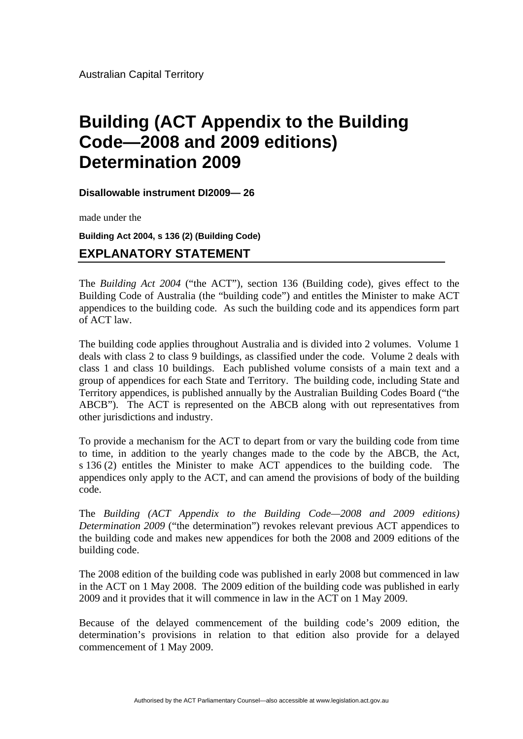Australian Capital Territory

# Building (ACT Appendix to the Building Code—2008 and 2009 editions) Determination 2009

**Disallowable instrument DI2009— 26**

made under the

**Building Act 2004, s 136 (2) (Building Code)**

## EXPLANATORY STATEMENT

The *Building Act 2004* ("the ACT"), section 136 (Building code), gives effect to the Building Code of Australia (the "building code") and entitles the Minister to make ACT appendices to the building code. As such the building code and its appendices form part of ACT law.

The building code applies throughout Australia and is divided into 2 volumes. Volume 1 deals with class 2 to class 9 buildings, as classified under the code. Volume 2 deals with class 1 and class 10 buildings. Each published volume consists of a main text and a group of appendices for each State and Territory. The building code, including State and Territory appendices, is published annually by the Australian Building Codes Board ("the ABCB"). The ACT is represented on the ABCB along with out representatives from other jurisdictions and industry.

To provide a mechanism for the ACT to depart from or vary the building code from time to time, in addition to the yearly changes made to the code by the ABCB, the Act, s 136 (2) entitles the Minister to make ACT appendices to the building code. The appendices only apply to the ACT, and can amend the provisions of body of the building code.

The *Building (ACT Appendix to the Building Code—2008 and 2009 editions) Determination 2009* ("the determination") revokes relevant previous ACT appendices to the building code and makes new appendices for both the 2008 and 2009 editions of the building code.

The 2008 edition of the building code was published in early 2008 but commenced in law in the ACT on 1 May 2008. The 2009 edition of the building code was published in early 2009 and it provides that it will commence in law in the ACT on 1 May 2009.

Because of the delayed commencement of the building code's 2009 edition, the determination's provisions in relation to that edition also provide for a delayed commencement of 1 May 2009.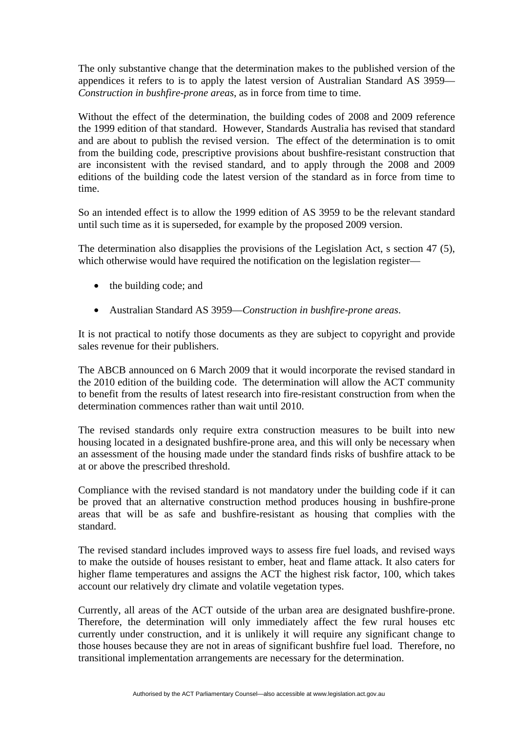The only substantive change that the determination makes to the published version of the appendices it refers to is to apply the latest version of Australian Standard AS 3959—*Construction in bushfire-prone areas*, as in force from time to time.

Without the effect of the determination, the building codes of 2008 and 2009 reference the 1999 edition of that standard. However, Standards Australia has revised that standard and are about to publish the revised version. The effect of the determination is to omit from the building code, prescriptive provisions about bushfire-resistant construction that are inconsistent with the revised standard, and to apply through the 2008 and 2009 editions of the building code the latest version of the standard as in force from time to time.

So an intended effect is to allow the 1999 edition of AS 3959 to be the relevant standard until such time as it is superseded, for example by the proposed 2009 version.

The determination also disapplies the provisions of the Legislation Act, s section 47 (5), which otherwise would have required the notification on the legislation register—

- the building code; and
- Australian Standard AS 3959—*Construction in bushfire-prone areas*.

It is not practical to notify those documents as they are subject to copyright and provide sales revenue for their publishers.

The ABCB announced on 6 March 2009 that it would incorporate the revised standard in the 2010 edition of the building code. The determination will allow the ACT community to benefit from the results of latest research into fire-resistant construction from when the determination commences rather than wait until 2010.

The revised standards only require extra construction measures to be built into new housing located in a designated bushfire-prone area, and this will only be necessary when an assessment of the housing made under the standard finds risks of bushfire attack to be at or above the prescribed threshold.

Compliance with the revised standard is not mandatory under the building code if it can be proved that an alternative construction method produces housing in bushfire-prone areas that will be as safe and bushfire-resistant as housing that complies with the standard.

The revised standard includes improved ways to assess fire fuel loads, and revised ways to make the outside of houses resistant to ember, heat and flame attack. It also caters for higher flame temperatures and assigns the ACT the highest risk factor, 100, which takes account our relatively dry climate and volatile vegetation types.

Currently, all areas of the ACT outside of the urban area are designated bushfire-prone. Therefore, the determination will only immediately affect the few rural houses etc currently under construction, and it is unlikely it will require any significant change to those houses because they are not in areas of significant bushfire fuel load. Therefore, no transitional implementation arrangements are necessary for the determination.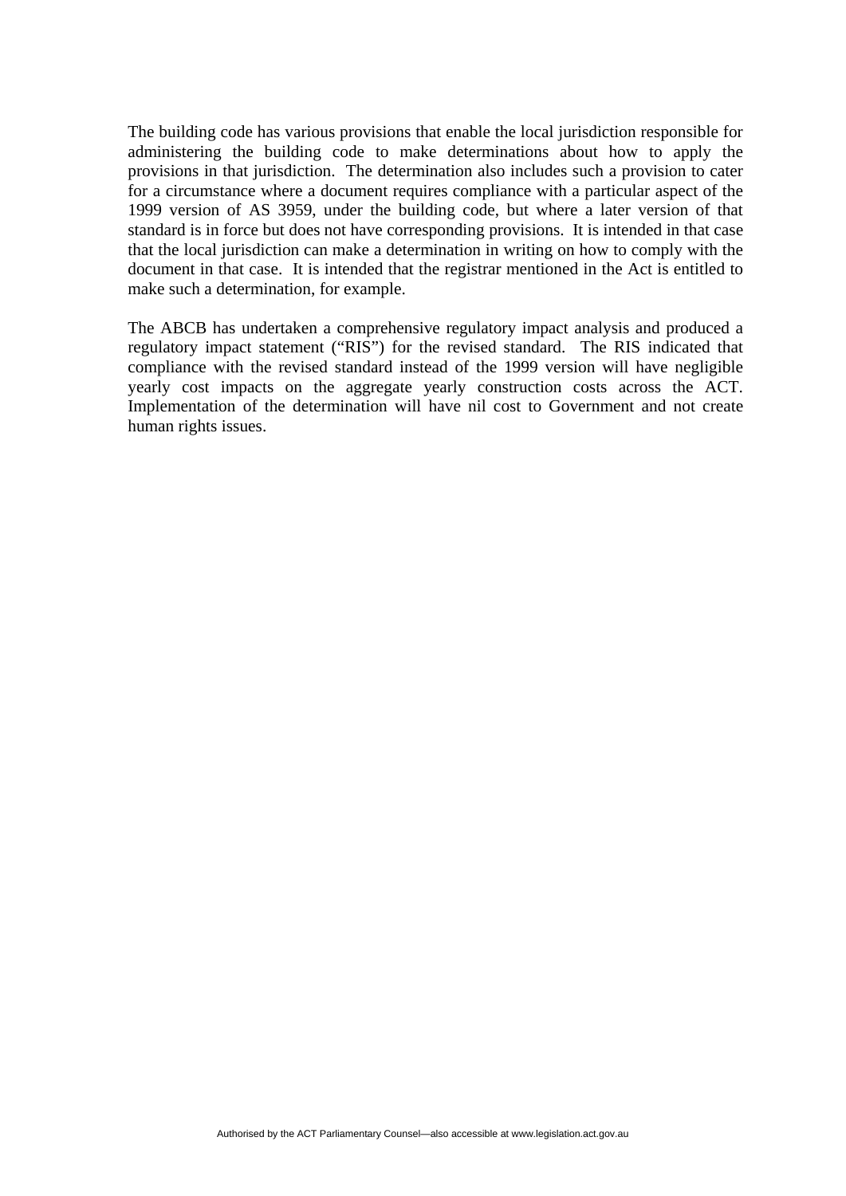The building code has various provisions that enable the local jurisdiction responsible for administering the building code to make determinations about how to apply the provisions in that jurisdiction. The determination also includes such a provision to cater for a circumstance where a document requires compliance with a particular aspect of the 1999 version of AS 3959, under the building code, but where a later version of that standard is in force but does not have corresponding provisions. It is intended in that case that the local jurisdiction can make a determination in writing on how to comply with the document in that case. It is intended that the registrar mentioned in the Act is entitled to make such a determination, for example.

The ABCB has undertaken a comprehensive regulatory impact analysis and produced a regulatory impact statement ("RIS") for the revised standard. The RIS indicated that compliance with the revised standard instead of the 1999 version will have negligible yearly cost impacts on the aggregate yearly construction costs across the ACT. Implementation of the determination will have nil cost to Government and not create human rights issues.